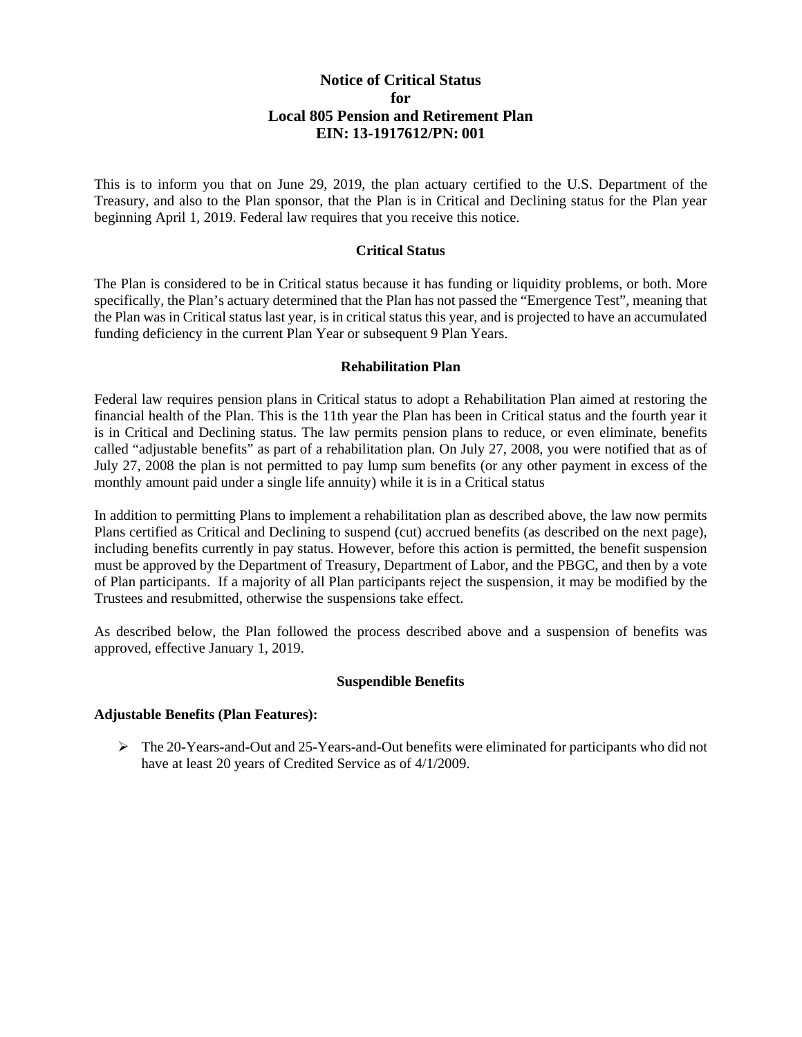# Notice of Critical Status for Local 805 Pension and Retirement Plan EIN: 13-1917612/PN: 001

This is to inform you that on June 29, 2019, the plan actuary certified to the U.S. Department of the Treasury, and also to the Plan sponsor, that the Plan is in Critical and Declining status for the Plan year beginning April 1, 2019. Federal law requires that you receive this notice.

## Critical Status

The Plan is considered to be in Critical status because it has funding or liquidity problems, or both. More specifically, the Plan's actuary determined that the Plan has not passed the "Emergence Test", meaning that the Plan was in Critical status last year, is in critical status this year, and is projected to have an accumulated funding deficiency in the current Plan Year or subsequent 9 Plan Years.

## Rehabilitation Plan

Federal law requires pension plans in Critical status to adopt a Rehabilitation Plan aimed at restoring the financial health of the Plan. This is the 11th year the Plan has been in Critical status and the fourth year it is in Critical and Declining status. The law permits pension plans to reduce, or even eliminate, benefits called "adjustable benefits" as part of a rehabilitation plan. On July 27, 2008, you were notified that as of July 27, 2008 the plan is not permitted to pay lump sum benefits (or any other payment in excess of the monthly amount paid under a single life annuity) while it is in a Critical status

In addition to permitting Plans to implement a rehabilitation plan as described above, the law now permits Plans certified as Critical and Declining to suspend (cut) accrued benefits (as described on the next page), including benefits currently in pay status. However, before this action is permitted, the benefit suspension must be approved by the Department of Treasury, Department of Labor, and the PBGC, and then by a vote of Plan participants. If a majority of all Plan participants reject the suspension, it may be modified by the Trustees and resubmitted, otherwise the suspensions take effect.

As described below, the Plan followed the process described above and a suspension of benefits was approved, effective January 1, 2019.

## Suspendible Benefits

**Adjustable Benefits (Plan Features):**

- The 20-Years-and-Out and 25-Years-and-Out benefits were eliminated for participants who did not have at least 20 years of Credited Service as of 4/1/2009.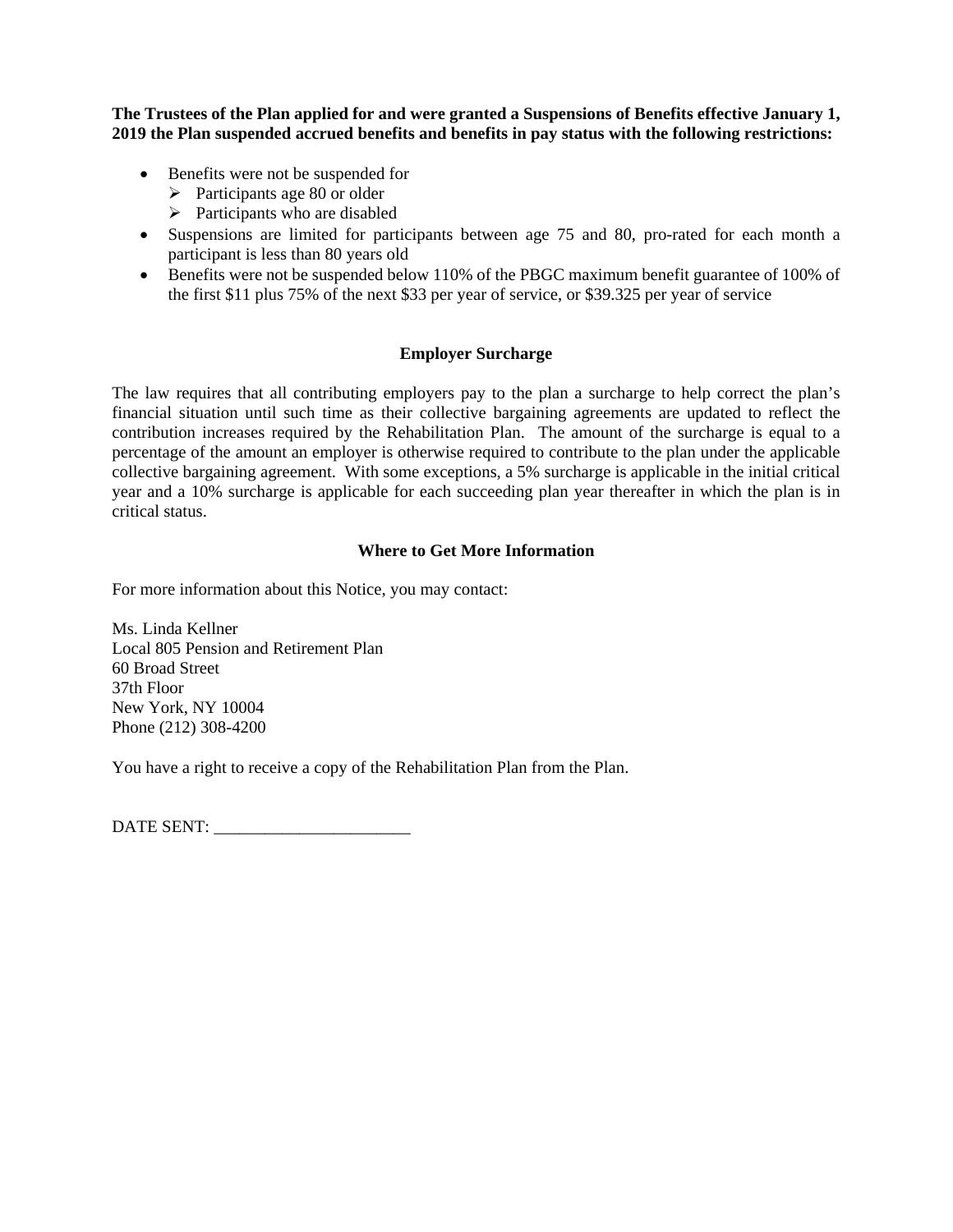**The Trustees of the Plan applied for and were granted a Suspensions of Benefits effective January 1, 2019 the Plan suspended accrued benefits and benefits in pay status with the following restrictions:**

- Benefits were not be suspended for
  - Participants age 80 or older
  - Participants who are disabled
- Suspensions are limited for participants between age 75 and 80, pro-rated for each month a participant is less than 80 years old
- Benefits were not be suspended below 110% of the PBGC maximum benefit guarantee of 100% of the first $11 plus 75% of the next $33 per year of service, or $39.325 per year of service

**Employer Surcharge**

The law requires that all contributing employers pay to the plan a surcharge to help correct the plan's financial situation until such time as their collective bargaining agreements are updated to reflect the contribution increases required by the Rehabilitation Plan. The amount of the surcharge is equal to a percentage of the amount an employer is otherwise required to contribute to the plan under the applicable collective bargaining agreement. With some exceptions, a 5% surcharge is applicable in the initial critical year and a 10% surcharge is applicable for each succeeding plan year thereafter in which the plan is in critical status.

**Where to Get More Information**

For more information about this Notice, you may contact:

Ms. Linda Kellner
Local 805 Pension and Retirement Plan
60 Broad Street
37th Floor
New York, NY 10004
Phone (212) 308-4200

You have a right to receive a copy of the Rehabilitation Plan from the Plan.

DATE SENT: _______________________